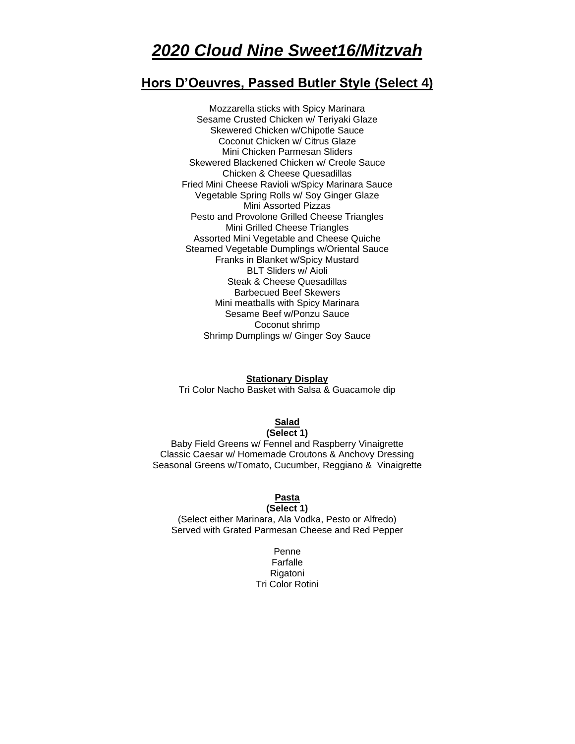# *2020 Cloud Nine Sweet16/Mitzvah*

## Hors D'Oeuvres, Passed Butler Style (Select 4)

Mozzarella sticks with Spicy Marinara
Sesame Crusted Chicken w/ Teriyaki Glaze
Skewered Chicken w/Chipotle Sauce
Coconut Chicken w/ Citrus Glaze
Mini Chicken Parmesan Sliders
Skewered Blackened Chicken w/ Creole Sauce
Chicken & Cheese Quesadillas
Fried Mini Cheese Ravioli w/Spicy Marinara Sauce
Vegetable Spring Rolls w/ Soy Ginger Glaze
Mini Assorted Pizzas
Pesto and Provolone Grilled Cheese Triangles
Mini Grilled Cheese Triangles
Assorted Mini Vegetable and Cheese Quiche
Steamed Vegetable Dumplings w/Oriental Sauce
Franks in Blanket w/Spicy Mustard
BLT Sliders w/ Aioli
Steak & Cheese Quesadillas
Barbecued Beef Skewers
Mini meatballs with Spicy Marinara
Sesame Beef w/Ponzu Sauce
Coconut shrimp
Shrimp Dumplings w/ Ginger Soy Sauce

**Stationary Display**

Tri Color Nacho Basket with Salsa & Guacamole dip

**Salad**

**(Select 1)**

Baby Field Greens w/ Fennel and Raspberry Vinaigrette
Classic Caesar w/ Homemade Croutons & Anchovy Dressing
Seasonal Greens w/Tomato, Cucumber, Reggiano & Vinaigrette

**Pasta**

**(Select 1)**

(Select either Marinara, Ala Vodka, Pesto or Alfredo)
Served with Grated Parmesan Cheese and Red Pepper

Penne
Farfalle
Rigatoni
Tri Color Rotini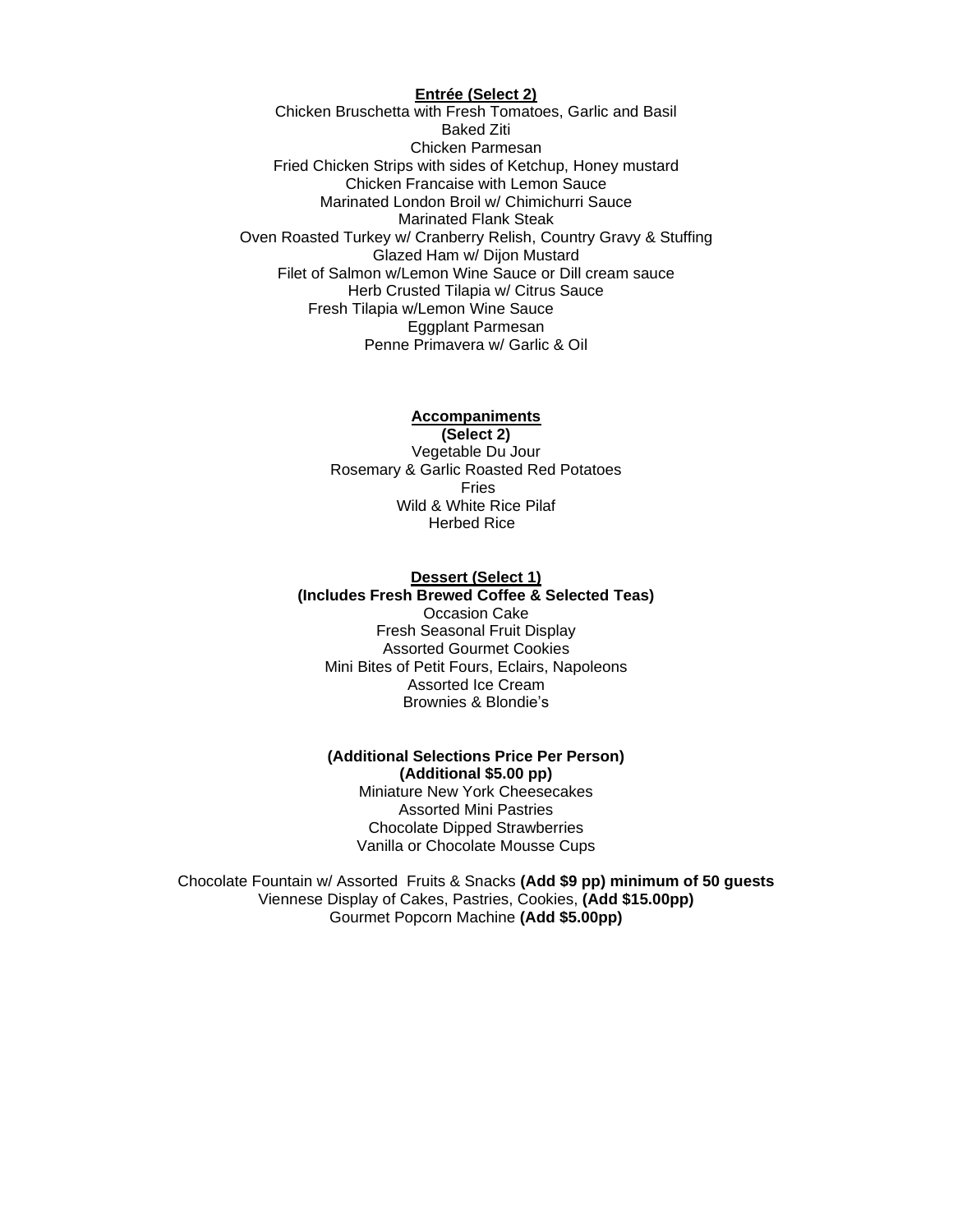## Entrée (Select 2)

Chicken Bruschetta with Fresh Tomatoes, Garlic and Basil
Baked Ziti
Chicken Parmesan
Fried Chicken Strips with sides of Ketchup, Honey mustard
Chicken Francaise with Lemon Sauce
Marinated London Broil w/ Chimichurri Sauce
Marinated Flank Steak
Oven Roasted Turkey w/ Cranberry Relish, Country Gravy & Stuffing
Glazed Ham w/ Dijon Mustard
Filet of Salmon w/Lemon Wine Sauce or Dill cream sauce
Herb Crusted Tilapia w/ Citrus Sauce
Fresh Tilapia w/Lemon Wine Sauce
Eggplant Parmesan
Penne Primavera w/ Garlic & Oil

## Accompaniments

**(Select 2)**

Vegetable Du Jour
Rosemary & Garlic Roasted Red Potatoes
Fries
Wild & White Rice Pilaf
Herbed Rice

## Dessert (Select 1)

**(Includes Fresh Brewed Coffee & Selected Teas)**

Occasion Cake
Fresh Seasonal Fruit Display
Assorted Gourmet Cookies
Mini Bites of Petit Fours, Eclairs, Napoleons
Assorted Ice Cream
Brownies & Blondie's

**(Additional Selections Price Per Person)**
**(Additional $5.00 pp)**

Miniature New York Cheesecakes
Assorted Mini Pastries
Chocolate Dipped Strawberries
Vanilla or Chocolate Mousse Cups

Chocolate Fountain w/ Assorted Fruits & Snacks **(Add $9 pp) minimum of 50 guests**
Viennese Display of Cakes, Pastries, Cookies, **(Add $15.00pp)**
Gourmet Popcorn Machine **(Add $5.00pp)**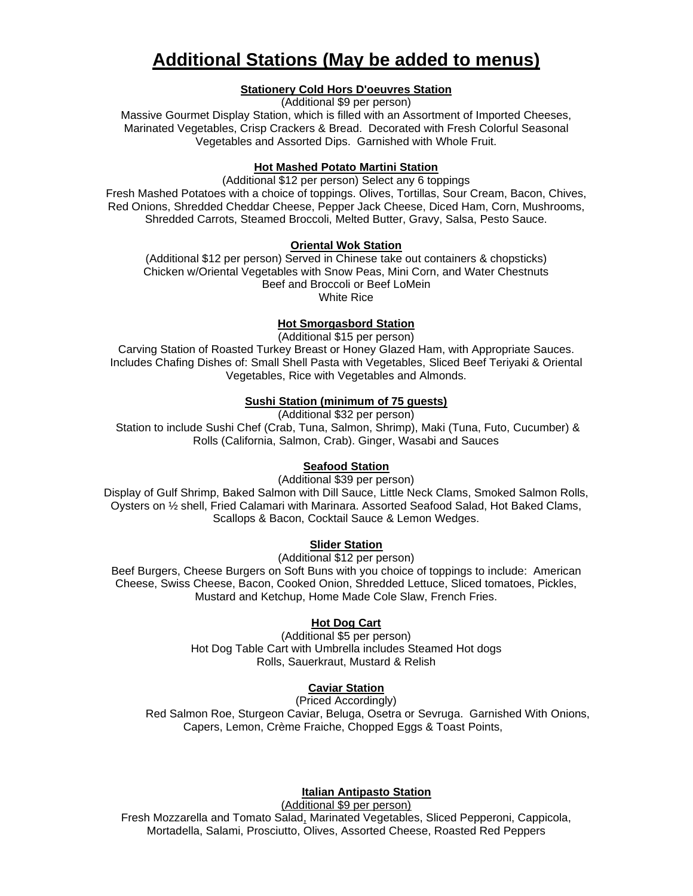# Additional Stations (May be added to menus)

**Stationery Cold Hors D'oeuvres Station**

(Additional $9 per person)

Massive Gourmet Display Station, which is filled with an Assortment of Imported Cheeses, Marinated Vegetables, Crisp Crackers & Bread. Decorated with Fresh Colorful Seasonal Vegetables and Assorted Dips. Garnished with Whole Fruit.

**Hot Mashed Potato Martini Station**

(Additional $12 per person) Select any 6 toppings

Fresh Mashed Potatoes with a choice of toppings. Olives, Tortillas, Sour Cream, Bacon, Chives, Red Onions, Shredded Cheddar Cheese, Pepper Jack Cheese, Diced Ham, Corn, Mushrooms, Shredded Carrots, Steamed Broccoli, Melted Butter, Gravy, Salsa, Pesto Sauce.

**Oriental Wok Station**

(Additional $12 per person) Served in Chinese take out containers & chopsticks)

Chicken w/Oriental Vegetables with Snow Peas, Mini Corn, and Water Chestnuts

Beef and Broccoli or Beef LoMein

White Rice

**Hot Smorgasbord Station**

(Additional $15 per person)

Carving Station of Roasted Turkey Breast or Honey Glazed Ham, with Appropriate Sauces. Includes Chafing Dishes of: Small Shell Pasta with Vegetables, Sliced Beef Teriyaki & Oriental Vegetables, Rice with Vegetables and Almonds.

**Sushi Station (minimum of 75 guests)**

(Additional $32 per person)

Station to include Sushi Chef (Crab, Tuna, Salmon, Shrimp), Maki (Tuna, Futo, Cucumber) & Rolls (California, Salmon, Crab). Ginger, Wasabi and Sauces

**Seafood Station**

(Additional $39 per person)

Display of Gulf Shrimp, Baked Salmon with Dill Sauce, Little Neck Clams, Smoked Salmon Rolls, Oysters on ½ shell, Fried Calamari with Marinara. Assorted Seafood Salad, Hot Baked Clams, Scallops & Bacon, Cocktail Sauce & Lemon Wedges.

**Slider Station**

(Additional $12 per person)

Beef Burgers, Cheese Burgers on Soft Buns with you choice of toppings to include: American Cheese, Swiss Cheese, Bacon, Cooked Onion, Shredded Lettuce, Sliced tomatoes, Pickles, Mustard and Ketchup, Home Made Cole Slaw, French Fries.

**Hot Dog Cart**

(Additional $5 per person)

Hot Dog Table Cart with Umbrella includes Steamed Hot dogs Rolls, Sauerkraut, Mustard & Relish

**Caviar Station**

(Priced Accordingly)

Red Salmon Roe, Sturgeon Caviar, Beluga, Osetra or Sevruga. Garnished With Onions, Capers, Lemon, Crème Fraiche, Chopped Eggs & Toast Points,

**Italian Antipasto Station**

(Additional $9 per person)

Fresh Mozzarella and Tomato Salad, Marinated Vegetables, Sliced Pepperoni, Cappicola, Mortadella, Salami, Prosciutto, Olives, Assorted Cheese, Roasted Red Peppers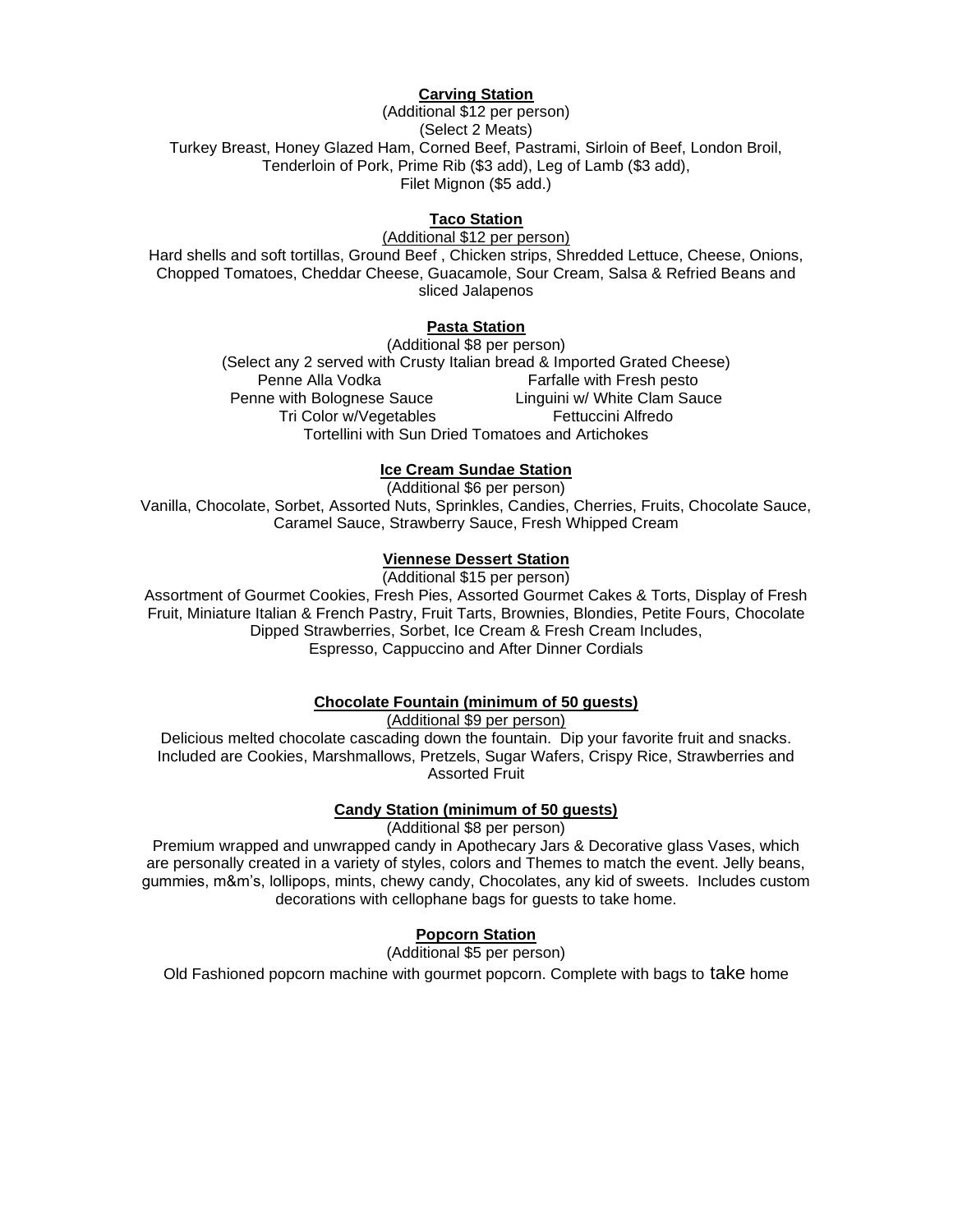**Carving Station**

(Additional $12 per person)
(Select 2 Meats)
Turkey Breast, Honey Glazed Ham, Corned Beef, Pastrami, Sirloin of Beef, London Broil, Tenderloin of Pork, Prime Rib ($3 add), Leg of Lamb ($3 add), Filet Mignon ($5 add.)

**Taco Station**

(Additional $12 per person)
Hard shells and soft tortillas, Ground Beef , Chicken strips, Shredded Lettuce, Cheese, Onions, Chopped Tomatoes, Cheddar Cheese, Guacamole, Sour Cream, Salsa & Refried Beans and sliced Jalapenos

**Pasta Station**

(Additional $8 per person)
(Select any 2 served with Crusty Italian bread & Imported Grated Cheese)

Penne Alla Vodka
Farfalle with Fresh pesto
Penne with Bolognese Sauce
Linguini w/ White Clam Sauce
Tri Color w/Vegetables
Fettuccini Alfredo
Tortellini with Sun Dried Tomatoes and Artichokes

**Ice Cream Sundae Station**

(Additional $6 per person)
Vanilla, Chocolate, Sorbet, Assorted Nuts, Sprinkles, Candies, Cherries, Fruits, Chocolate Sauce, Caramel Sauce, Strawberry Sauce, Fresh Whipped Cream

**Viennese Dessert Station**

(Additional $15 per person)
Assortment of Gourmet Cookies, Fresh Pies, Assorted Gourmet Cakes & Torts, Display of Fresh Fruit, Miniature Italian & French Pastry, Fruit Tarts, Brownies, Blondies, Petite Fours, Chocolate Dipped Strawberries, Sorbet, Ice Cream & Fresh Cream Includes, Espresso, Cappuccino and After Dinner Cordials

**Chocolate Fountain (minimum of 50 guests)**

(Additional $9 per person)
Delicious melted chocolate cascading down the fountain. Dip your favorite fruit and snacks. Included are Cookies, Marshmallows, Pretzels, Sugar Wafers, Crispy Rice, Strawberries and Assorted Fruit

**Candy Station (minimum of 50 guests)**

(Additional $8 per person)
Premium wrapped and unwrapped candy in Apothecary Jars & Decorative glass Vases, which are personally created in a variety of styles, colors and Themes to match the event. Jelly beans, gummies, m&m's, lollipops, mints, chewy candy, Chocolates, any kid of sweets. Includes custom decorations with cellophane bags for guests to take home.

**Popcorn Station**

(Additional $5 per person)
Old Fashioned popcorn machine with gourmet popcorn. Complete with bags to take home